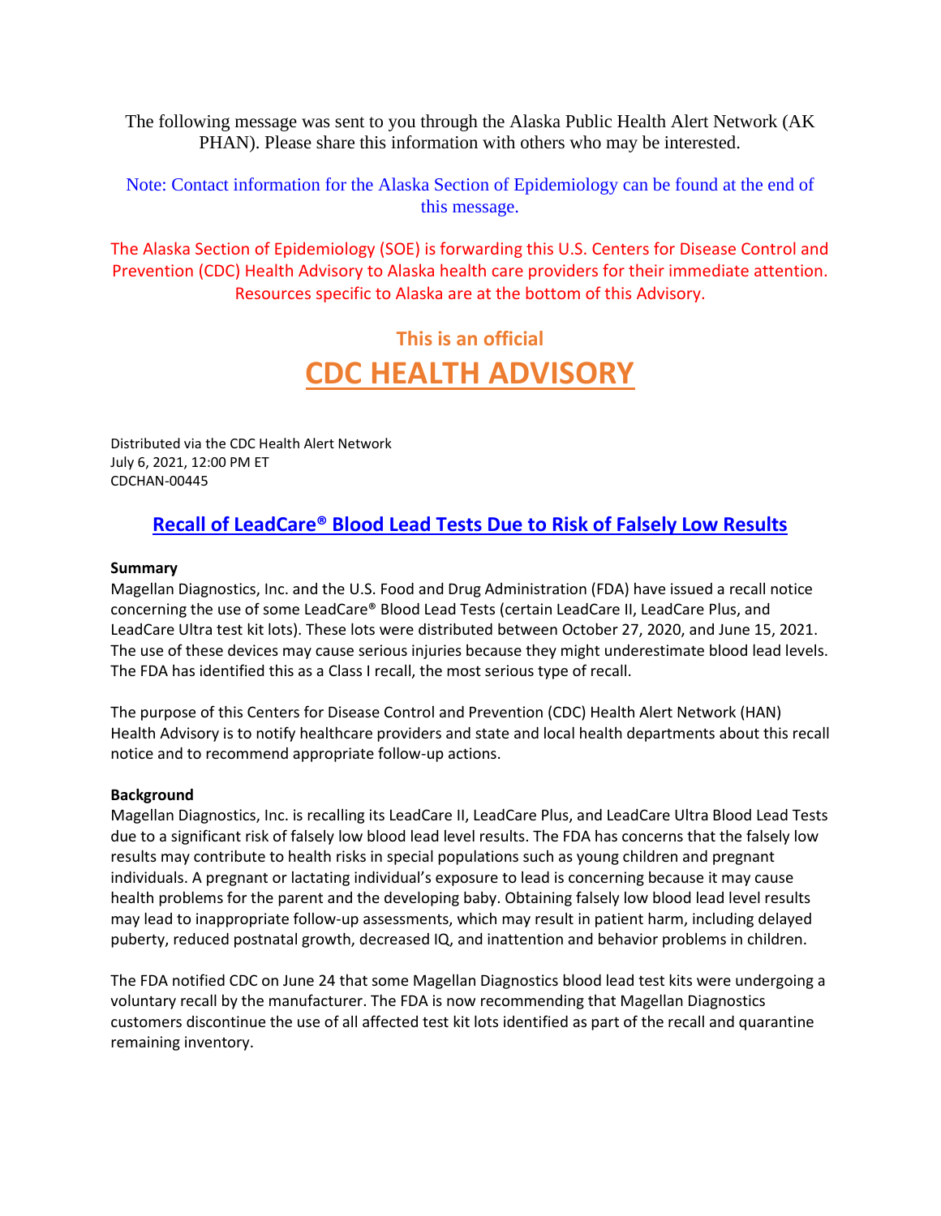The following message was sent to you through the Alaska Public Health Alert Network (AK PHAN). Please share this information with others who may be interested.

Note: Contact information for the Alaska Section of Epidemiology can be found at the end of this message.

The Alaska Section of Epidemiology (SOE) is forwarding this U.S. Centers for Disease Control and Prevention (CDC) Health Advisory to Alaska health care providers for their immediate attention. Resources specific to Alaska are at the bottom of this Advisory.

**This is an official**

# CDC HEALTH ADVISORY

Distributed via the CDC Health Alert Network
July 6, 2021, 12:00 PM ET
CDCHAN-00445

## Recall of LeadCare® Blood Lead Tests Due to Risk of Falsely Low Results

**Summary**

Magellan Diagnostics, Inc. and the U.S. Food and Drug Administration (FDA) have issued a recall notice concerning the use of some LeadCare® Blood Lead Tests (certain LeadCare II, LeadCare Plus, and LeadCare Ultra test kit lots). These lots were distributed between October 27, 2020, and June 15, 2021. The use of these devices may cause serious injuries because they might underestimate blood lead levels. The FDA has identified this as a Class I recall, the most serious type of recall.

The purpose of this Centers for Disease Control and Prevention (CDC) Health Alert Network (HAN) Health Advisory is to notify healthcare providers and state and local health departments about this recall notice and to recommend appropriate follow-up actions.

**Background**

Magellan Diagnostics, Inc. is recalling its LeadCare II, LeadCare Plus, and LeadCare Ultra Blood Lead Tests due to a significant risk of falsely low blood lead level results. The FDA has concerns that the falsely low results may contribute to health risks in special populations such as young children and pregnant individuals. A pregnant or lactating individual's exposure to lead is concerning because it may cause health problems for the parent and the developing baby. Obtaining falsely low blood lead level results may lead to inappropriate follow-up assessments, which may result in patient harm, including delayed puberty, reduced postnatal growth, decreased IQ, and inattention and behavior problems in children.

The FDA notified CDC on June 24 that some Magellan Diagnostics blood lead test kits were undergoing a voluntary recall by the manufacturer. The FDA is now recommending that Magellan Diagnostics customers discontinue the use of all affected test kit lots identified as part of the recall and quarantine remaining inventory.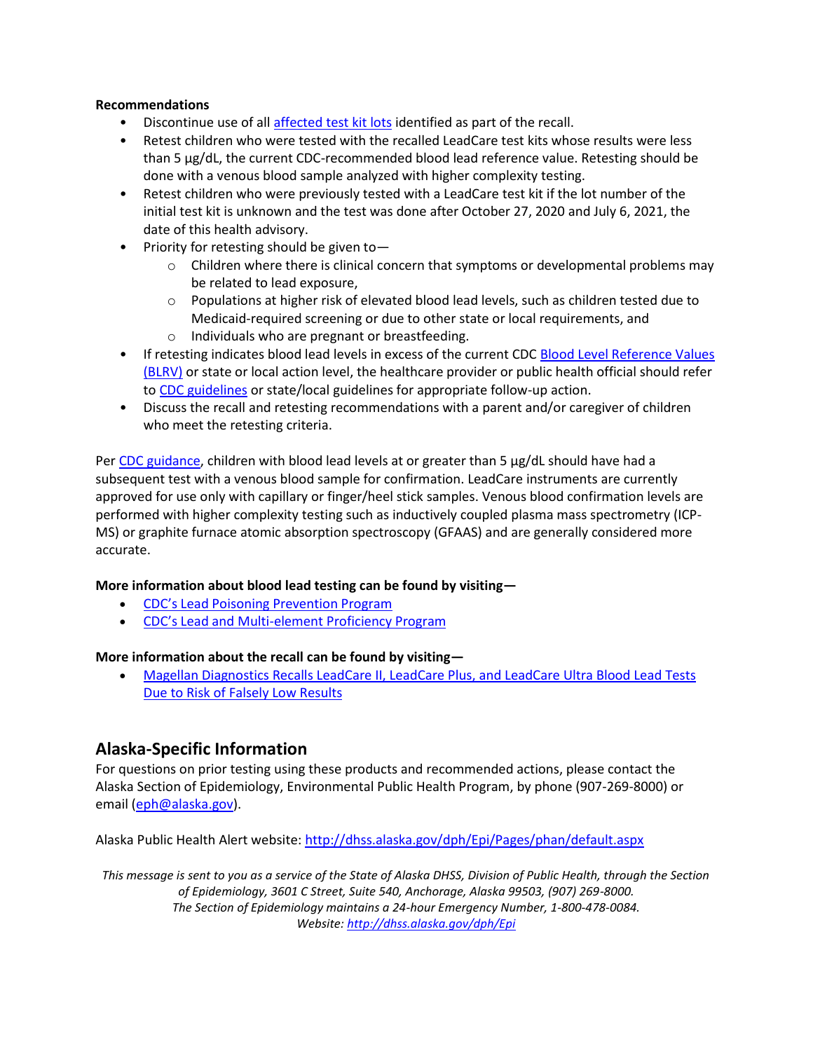**Recommendations**

- Discontinue use of all affected test kit lots identified as part of the recall.
- Retest children who were tested with the recalled LeadCare test kits whose results were less than 5 µg/dL, the current CDC-recommended blood lead reference value. Retesting should be done with a venous blood sample analyzed with higher complexity testing.
- Retest children who were previously tested with a LeadCare test kit if the lot number of the initial test kit is unknown and the test was done after October 27, 2020 and July 6, 2021, the date of this health advisory.
- Priority for retesting should be given to—
    - Children where there is clinical concern that symptoms or developmental problems may be related to lead exposure,
    - Populations at higher risk of elevated blood lead levels, such as children tested due to Medicaid-required screening or due to other state or local requirements, and
    - Individuals who are pregnant or breastfeeding.
- If retesting indicates blood lead levels in excess of the current CDC Blood Level Reference Values (BLRV) or state or local action level, the healthcare provider or public health official should refer to CDC guidelines or state/local guidelines for appropriate follow-up action.
- Discuss the recall and retesting recommendations with a parent and/or caregiver of children who meet the retesting criteria.

Per CDC guidance, children with blood lead levels at or greater than 5 µg/dL should have had a subsequent test with a venous blood sample for confirmation. LeadCare instruments are currently approved for use only with capillary or finger/heel stick samples. Venous blood confirmation levels are performed with higher complexity testing such as inductively coupled plasma mass spectrometry (ICP-MS) or graphite furnace atomic absorption spectroscopy (GFAAS) and are generally considered more accurate.

**More information about blood lead testing can be found by visiting—**

- CDC's Lead Poisoning Prevention Program
- CDC's Lead and Multi-element Proficiency Program

**More information about the recall can be found by visiting—**

- Magellan Diagnostics Recalls LeadCare II, LeadCare Plus, and LeadCare Ultra Blood Lead Tests Due to Risk of Falsely Low Results

## Alaska-Specific Information

For questions on prior testing using these products and recommended actions, please contact the Alaska Section of Epidemiology, Environmental Public Health Program, by phone (907-269-8000) or email (eph@alaska.gov).

Alaska Public Health Alert website: http://dhss.alaska.gov/dph/Epi/Pages/phan/default.aspx

*This message is sent to you as a service of the State of Alaska DHSS, Division of Public Health, through the Section of Epidemiology, 3601 C Street, Suite 540, Anchorage, Alaska 99503, (907) 269-8000. The Section of Epidemiology maintains a 24-hour Emergency Number, 1-800-478-0084. Website: http://dhss.alaska.gov/dph/Epi*